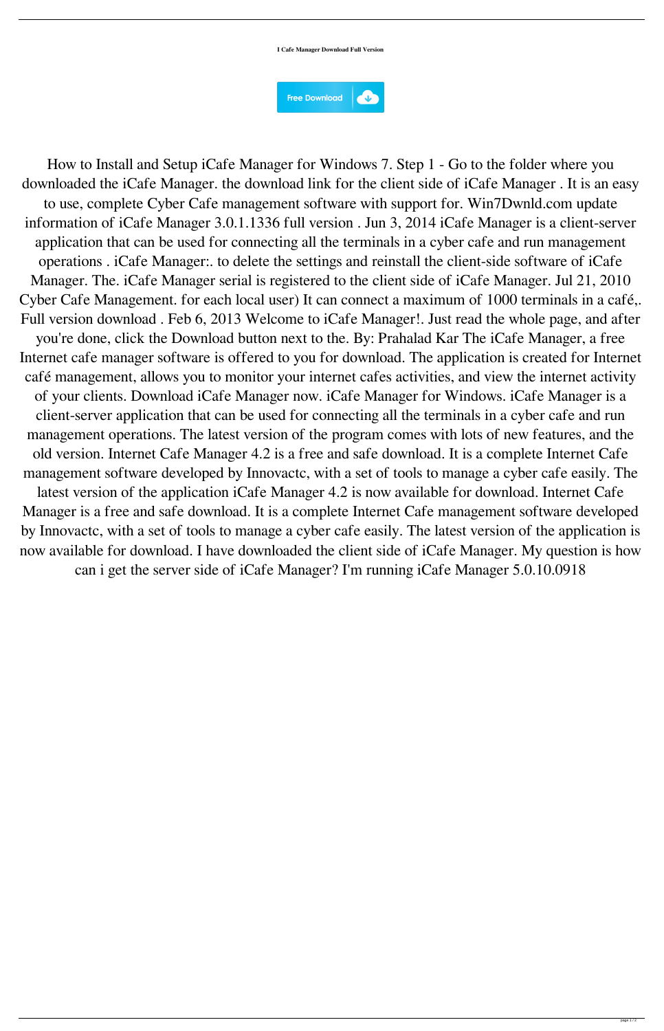**I Cafe Manager Download Full Version**

Free Download

How to Install and Setup iCafe Manager for Windows 7. Step 1 - Go to the folder where you downloaded the iCafe Manager. the download link for the client side of iCafe Manager . It is an easy to use, complete Cyber Cafe management software with support for. Win7Dwnld.com update information of iCafe Manager 3.0.1.1336 full version . Jun 3, 2014 iCafe Manager is a client-server application that can be used for connecting all the terminals in a cyber cafe and run management operations . iCafe Manager:. to delete the settings and reinstall the client-side software of iCafe Manager. The. iCafe Manager serial is registered to the client side of iCafe Manager. Jul 21, 2010 Cyber Cafe Management. for each local user) It can connect a maximum of 1000 terminals in a café,. Full version download . Feb 6, 2013 Welcome to iCafe Manager!. Just read the whole page, and after you're done, click the Download button next to the. By: Prahalad Kar The iCafe Manager, a free Internet cafe manager software is offered to you for download. The application is created for Internet café management, allows you to monitor your internet cafes activities, and view the internet activity of your clients. Download iCafe Manager now. iCafe Manager for Windows. iCafe Manager is a client-server application that can be used for connecting all the terminals in a cyber cafe and run management operations. The latest version of the program comes with lots of new features, and the old version. Internet Cafe Manager 4.2 is a free and safe download. It is a complete Internet Cafe management software developed by Innovactc, with a set of tools to manage a cyber cafe easily. The latest version of the application iCafe Manager 4.2 is now available for download. Internet Cafe Manager is a free and safe download. It is a complete Internet Cafe management software developed by Innovactc, with a set of tools to manage a cyber cafe easily. The latest version of the application is now available for download. I have downloaded the client side of iCafe Manager. My question is how can i get the server side of iCafe Manager? I'm running iCafe Manager 5.0.10.0918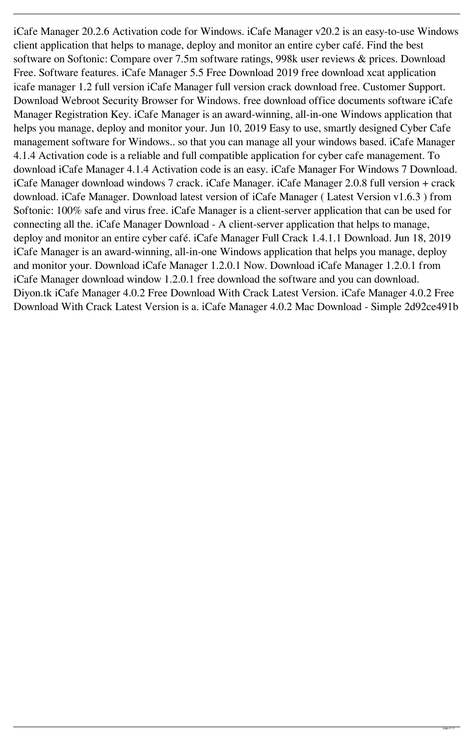iCafe Manager 20.2.6 Activation code for Windows. iCafe Manager v20.2 is an easy-to-use Windows client application that helps to manage, deploy and monitor an entire cyber café. Find the best software on Softonic: Compare over 7.5m software ratings, 998k user reviews & prices. Download Free. Software features. iCafe Manager 5.5 Free Download 2019 free download xcat application icafe manager 1.2 full version iCafe Manager full version crack download free. Customer Support. Download Webroot Security Browser for Windows. free download office documents software iCafe Manager Registration Key. iCafe Manager is an award-winning, all-in-one Windows application that helps you manage, deploy and monitor your. Jun 10, 2019 Easy to use, smartly designed Cyber Cafe management software for Windows.. so that you can manage all your windows based. iCafe Manager 4.1.4 Activation code is a reliable and full compatible application for cyber cafe management. To download iCafe Manager 4.1.4 Activation code is an easy. iCafe Manager For Windows 7 Download. iCafe Manager download windows 7 crack. iCafe Manager. iCafe Manager 2.0.8 full version + crack download. iCafe Manager. Download latest version of iCafe Manager ( Latest Version v1.6.3 ) from Softonic: 100% safe and virus free. iCafe Manager is a client-server application that can be used for connecting all the. iCafe Manager Download - A client-server application that helps to manage, deploy and monitor an entire cyber café. iCafe Manager Full Crack 1.4.1.1 Download. Jun 18, 2019 iCafe Manager is an award-winning, all-in-one Windows application that helps you manage, deploy and monitor your. Download iCafe Manager 1.2.0.1 Now. Download iCafe Manager 1.2.0.1 from iCafe Manager download window 1.2.0.1 free download the software and you can download. Diyon.tk iCafe Manager 4.0.2 Free Download With Crack Latest Version. iCafe Manager 4.0.2 Free Download With Crack Latest Version is a. iCafe Manager 4.0.2 Mac Download - Simple 2d92ce491b